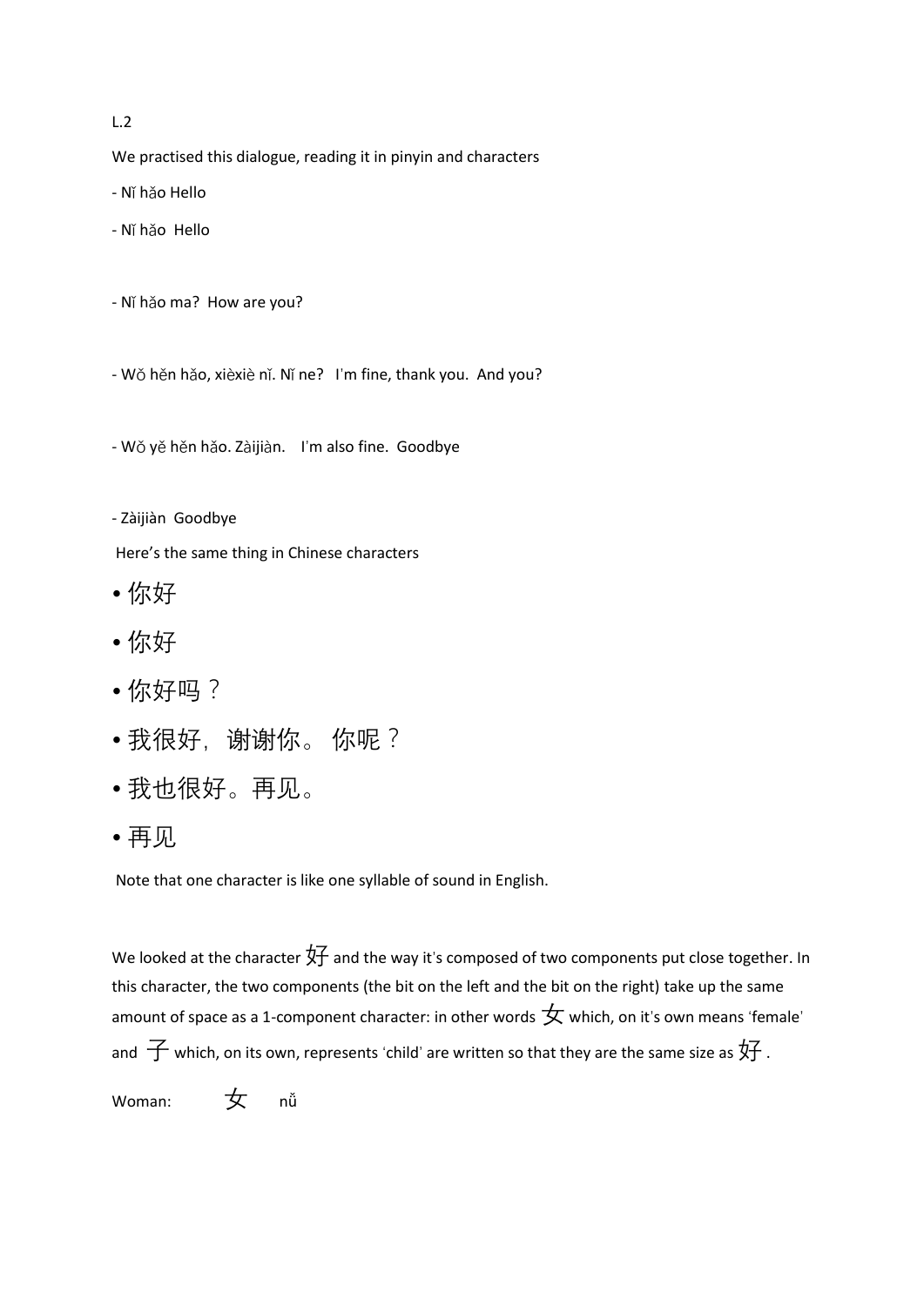L.2

We practised this dialogue, reading it in pinyin and characters

- Nǐ hǎo Hello

- Nǐ hǎo  Hello

- Nǐ hǎo ma?  How are you?

- Wǒ hěn hǎo, xièxiè nǐ. Nǐ ne?   I'm fine, thank you.  And you?

- Wǒ yě hěn hǎo. Zàijiàn.    I'm also fine.  Goodbye

- Zàijiàn  Goodbye

Here's the same thing in Chinese characters

- 你好
- 你好
- 你好吗？
- 我很好，谢谢你。 你呢？
- 我也很好。再见。
- 再见

Note that one character is like one syllable of sound in English.

We looked at the character 好 and the way it's composed of two components put close together. In this character, the two components (the bit on the left and the bit on the right) take up the same amount of space as a 1-component character: in other words 女 which, on it's own means 'female' and 子 which, on its own, represents 'child' are written so that they are the same size as 好 .

Woman:    女    nǚ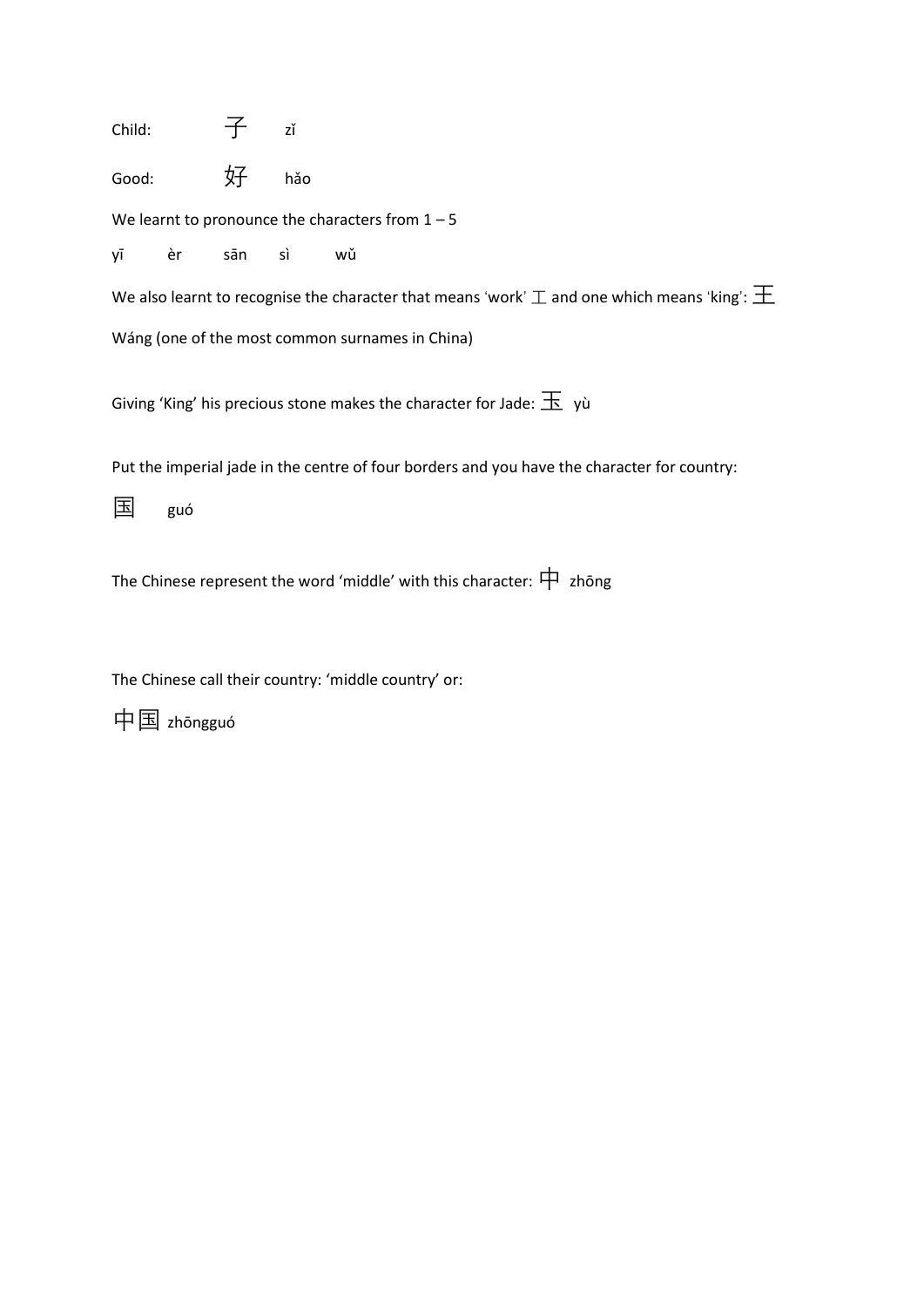Child: 子 zǐ

Good: 好 hǎo

We learnt to pronounce the characters from 1 – 5

yī èr sān sì wǔ

We also learnt to recognise the character that means ‘work’ 工 and one which means ‘king’: 王

Wáng (one of the most common surnames in China)

Giving ‘King’ his precious stone makes the character for Jade: 玉 yù

Put the imperial jade in the centre of four borders and you have the character for country:

国 guó

The Chinese represent the word ‘middle’ with this character: 中 zhōng

The Chinese call their country: ‘middle country’ or:

中国 zhōngguó